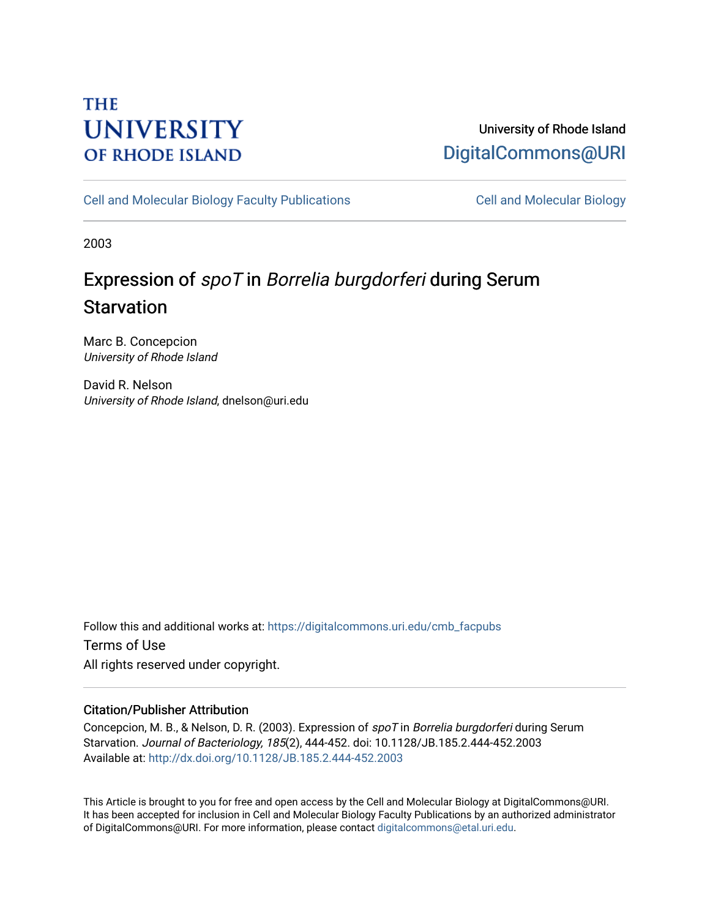THE UNIVERSITY OF RHODE ISLAND

University of Rhode Island
DigitalCommons@URI

Cell and Molecular Biology Faculty Publications | Cell and Molecular Biology

2003

# Expression of *spoT* in *Borrelia burgdorferi* during Serum Starvation

Marc B. Concepcion
*University of Rhode Island*

David R. Nelson
*University of Rhode Island*, dnelson@uri.edu

Follow this and additional works at: https://digitalcommons.uri.edu/cmb_facpubs

Terms of Use
All rights reserved under copyright.

## Citation/Publisher Attribution

Concepcion, M. B., & Nelson, D. R. (2003). Expression of *spoT* in *Borrelia burgdorferi* during Serum Starvation. *Journal of Bacteriology, 185*(2), 444-452. doi: 10.1128/JB.185.2.444-452.2003
Available at: http://dx.doi.org/10.1128/JB.185.2.444-452.2003

This Article is brought to you for free and open access by the Cell and Molecular Biology at DigitalCommons@URI. It has been accepted for inclusion in Cell and Molecular Biology Faculty Publications by an authorized administrator of DigitalCommons@URI. For more information, please contact digitalcommons@etal.uri.edu.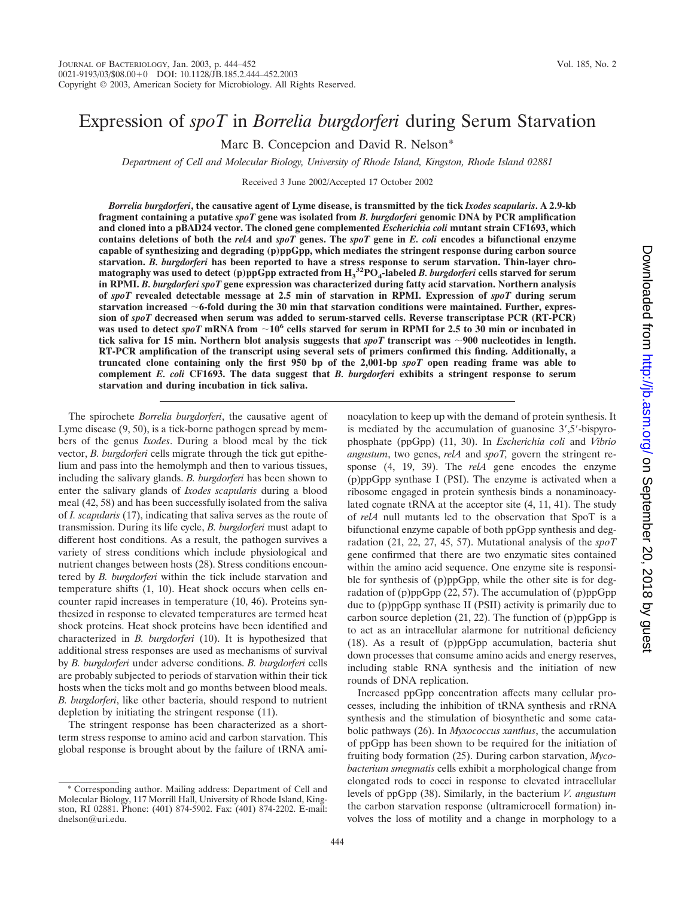# Expression of *spoT* in *Borrelia burgdorferi* during Serum Starvation

Marc B. Concepcion and David R. Nelson*

*Department of Cell and Molecular Biology, University of Rhode Island, Kingston, Rhode Island 02881*

Received 3 June 2002/Accepted 17 October 2002

***Borrelia burgdorferi*, the causative agent of Lyme disease, is transmitted by the tick *Ixodes scapularis*. A 2.9-kb fragment containing a putative *spoT* gene was isolated from *B. burgdorferi* genomic DNA by PCR amplification and cloned into a pBAD24 vector. The cloned gene complemented *Escherichia coli* mutant strain CF1693, which contains deletions of both the *relA* and *spoT* genes. The *spoT* gene in *E. coli* encodes a bifunctional enzyme capable of synthesizing and degrading (p)ppGpp, which mediates the stringent response during carbon source starvation. *B. burgdorferi* has been reported to have a stress response to serum starvation. Thin-layer chromatography was used to detect (p)ppGpp extracted from $H_3{}^{32}PO_4$-labeled *B. burgdorferi* cells starved for serum in RPMI. *B. burgdorferi spoT* gene expression was characterized during fatty acid starvation. Northern analysis of *spoT* revealed detectable message at 2.5 min of starvation in RPMI. Expression of *spoT* during serum starvation increased ~6-fold during the 30 min that starvation conditions were maintained. Further, expression of *spoT* decreased when serum was added to serum-starved cells. Reverse transcriptase PCR (RT-PCR) was used to detect *spoT* mRNA from ~$10^6$ cells starved for serum in RPMI for 2.5 to 30 min or incubated in tick saliva for 15 min. Northern blot analysis suggests that *spoT* transcript was ~900 nucleotides in length. RT-PCR amplification of the transcript using several sets of primers confirmed this finding. Additionally, a truncated clone containing only the first 950 bp of the 2,001-bp *spoT* open reading frame was able to complement *E. coli* CF1693. The data suggest that *B. burgdorferi* exhibits a stringent response to serum starvation and during incubation in tick saliva.**

The spirochete *Borrelia burgdorferi*, the causative agent of Lyme disease (9, 50), is a tick-borne pathogen spread by members of the genus *Ixodes*. During a blood meal by the tick vector, *B. burgdorferi* cells migrate through the tick gut epithelium and pass into the hemolymph and then to various tissues, including the salivary glands. *B. burgdorferi* has been shown to enter the salivary glands of *Ixodes scapularis* during a blood meal (42, 58) and has been successfully isolated from the saliva of *I. scapularis* (17), indicating that saliva serves as the route of transmission. During its life cycle, *B. burgdorferi* must adapt to different host conditions. As a result, the pathogen survives a variety of stress conditions which include physiological and nutrient changes between hosts (28). Stress conditions encountered by *B. burgdorferi* within the tick include starvation and temperature shifts (1, 10). Heat shock occurs when cells encounter rapid increases in temperature (10, 46). Proteins synthesized in response to elevated temperatures are termed heat shock proteins. Heat shock proteins have been identified and characterized in *B. burgdorferi* (10). It is hypothesized that additional stress responses are used as mechanisms of survival by *B. burgdorferi* under adverse conditions. *B. burgdorferi* cells are probably subjected to periods of starvation within their tick hosts when the ticks molt and go months between blood meals. *B. burgdorferi*, like other bacteria, should respond to nutrient depletion by initiating the stringent response (11).

The stringent response has been characterized as a short-term stress response to amino acid and carbon starvation. This global response is brought about by the failure of tRNA aminoacylation to keep up with the demand of protein synthesis. It is mediated by the accumulation of guanosine 3′,5′-bispyrophosphate (ppGpp) (11, 30). In *Escherichia coli* and *Vibrio angustum*, two genes, *relA* and *spoT,* govern the stringent response (4, 19, 39). The *relA* gene encodes the enzyme (p)ppGpp synthase I (PSI). The enzyme is activated when a ribosome engaged in protein synthesis binds a nonaminoacylated cognate tRNA at the acceptor site (4, 11, 41). The study of *relA* null mutants led to the observation that SpoT is a bifunctional enzyme capable of both ppGpp synthesis and degradation (21, 22, 27, 45, 57). Mutational analysis of the *spoT* gene confirmed that there are two enzymatic sites contained within the amino acid sequence. One enzyme site is responsible for synthesis of (p)ppGpp, while the other site is for degradation of (p)ppGpp (22, 57). The accumulation of (p)ppGpp due to (p)ppGpp synthase II (PSII) activity is primarily due to carbon source depletion (21, 22). The function of (p)ppGpp is to act as an intracellular alarmone for nutritional deficiency (18). As a result of (p)ppGpp accumulation, bacteria shut down processes that consume amino acids and energy reserves, including stable RNA synthesis and the initiation of new rounds of DNA replication.

Increased ppGpp concentration affects many cellular processes, including the inhibition of tRNA synthesis and rRNA synthesis and the stimulation of biosynthetic and some catabolic pathways (26). In *Myxococcus xanthus*, the accumulation of ppGpp has been shown to be required for the initiation of fruiting body formation (25). During carbon starvation, *Mycobacterium smegmatis* cells exhibit a morphological change from elongated rods to cocci in response to elevated intracellular levels of ppGpp (38). Similarly, in the bacterium *V. angustum* the carbon starvation response (ultramicrocell formation) involves the loss of motility and a change in morphology to a

* Corresponding author. Mailing address: Department of Cell and Molecular Biology, 117 Morrill Hall, University of Rhode Island, Kingston, RI 02881. Phone: (401) 874-5902. Fax: (401) 874-2202. E-mail: dnelson@uri.edu.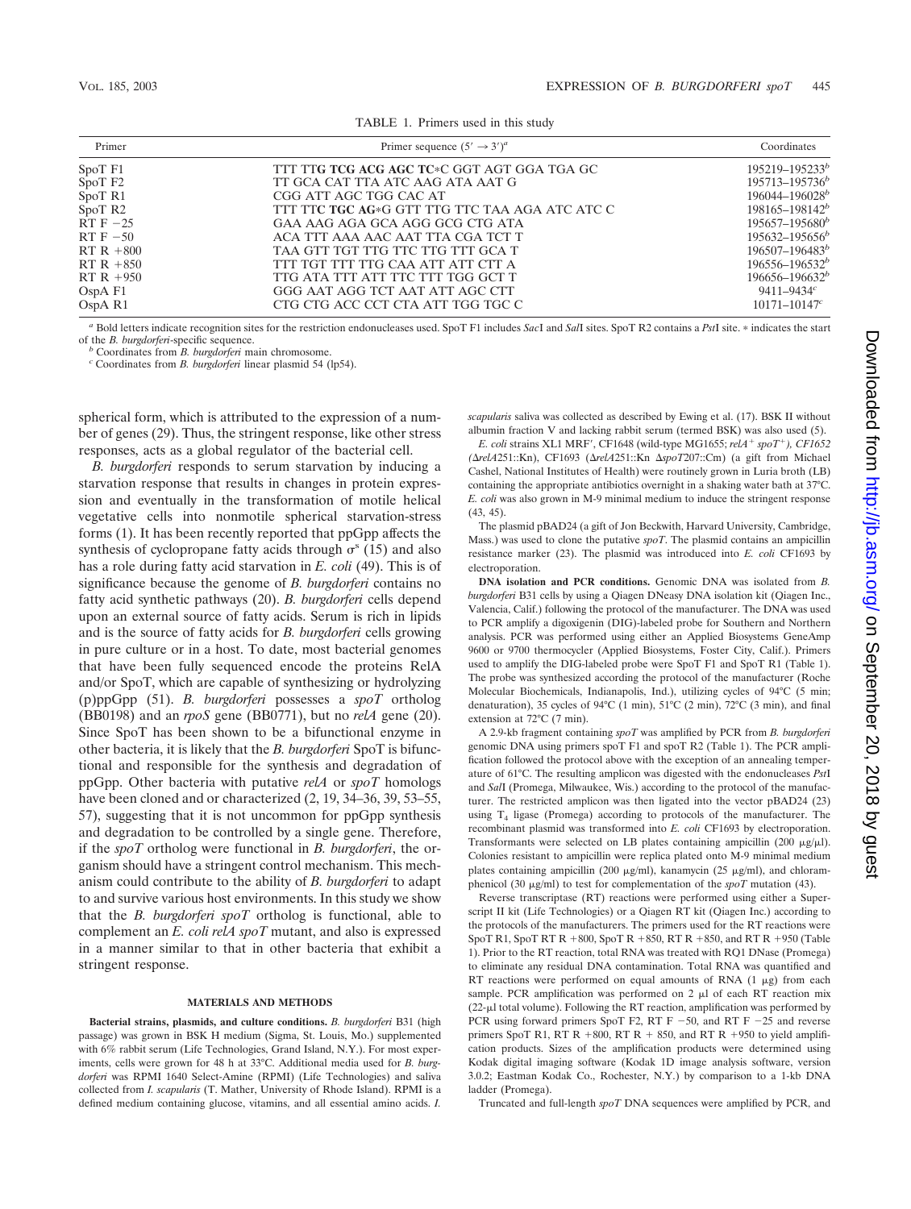TABLE 1. Primers used in this study

| Primer | Primer sequence (5′ → 3′)[a] | Coordinates |
| --- | --- | --- |
| SpoT F1 | TTT TT**G TCG ACG AGC TC**\*C GGT AGT GGA TGA GC | 195219–195233[b] |
| SpoT F2 | TT GCA CAT TTA ATC AAG ATA AAT G | 195713–195736[b] |
| SpoT R1 | CGG ATT AGC TGG CAC AT | 196044–196028[b] |
| SpoT R2 | TTT TT**C TGC AG**\*G GTT TTG TTC TAA AGA ATC ATC C | 198165–198142[b] |
| RT F −25 | GAA AAG AGA GCA AGG GCG CTG ATA | 195657–195680[b] |
| RT F −50 | ACA TTT AAA AAC AAT TTA CGA TCT T | 195632–195656[b] |
| RT R +800 | TAA GTT TGT TTG TTC TTG TTT GCA T | 196507–196483[b] |
| RT R +850 | TTT TGT TTT TTG CAA ATT ATT CTT A | 196556–196532[b] |
| RT R +950 | TTG ATA TTT ATT TTC TTT TGG GCT T | 196656–196632[b] |
| OspA F1 | GGG AAT AGG TCT AAT ATT AGC CTT | 9411–9434[c] |
| OspA R1 | CTG CTG ACC CCT CTA ATT TGG TGC C | 10171–10147[c] |

[a] Bold letters indicate recognition sites for the restriction endonucleases used. SpoT F1 includes *Sac*I and *Sal*I sites. SpoT R2 contains a *Pst*I site. * indicates the start of the *B. burgdorferi*-specific sequence.

[b] Coordinates from *B. burgdorferi* main chromosome.

[c] Coordinates from *B. burgdorferi* linear plasmid 54 (lp54).

spherical form, which is attributed to the expression of a number of genes (29). Thus, the stringent response, like other stress responses, acts as a global regulator of the bacterial cell.

*B. burgdorferi* responds to serum starvation by inducing a starvation response that results in changes in protein expression and eventually in the transformation of motile helical vegetative cells into nonmotile spherical starvation-stress forms (1). It has been recently reported that ppGpp affects the synthesis of cyclopropane fatty acids through $\sigma^s$ (15) and also has a role during fatty acid starvation in *E. coli* (49). This is of significance because the genome of *B. burgdorferi* contains no fatty acid synthetic pathways (20). *B. burgdorferi* cells depend upon an external source of fatty acids. Serum is rich in lipids and is the source of fatty acids for *B. burgdorferi* cells growing in pure culture or in a host. To date, most bacterial genomes that have been fully sequenced encode the proteins RelA and/or SpoT, which are capable of synthesizing or hydrolyzing (p)ppGpp (51). *B. burgdorferi* possesses a *spoT* ortholog (BB0198) and an *rpoS* gene (BB0771), but no *relA* gene (20). Since SpoT has been shown to be a bifunctional enzyme in other bacteria, it is likely that the *B. burgdorferi* SpoT is bifunctional and responsible for the synthesis and degradation of ppGpp. Other bacteria with putative *relA* or *spoT* homologs have been cloned and or characterized (2, 19, 34–36, 39, 53–55, 57), suggesting that it is not uncommon for ppGpp synthesis and degradation to be controlled by a single gene. Therefore, if the *spoT* ortholog were functional in *B. burgdorferi*, the organism should have a stringent control mechanism. This mechanism could contribute to the ability of *B. burgdorferi* to adapt to and survive various host environments. In this study we show that the *B. burgdorferi spoT* ortholog is functional, able to complement an *E. coli relA spoT* mutant, and also is expressed in a manner similar to that in other bacteria that exhibit a stringent response.

## MATERIALS AND METHODS

**Bacterial strains, plasmids, and culture conditions.** *B. burgdorferi* B31 (high passage) was grown in BSK H medium (Sigma, St. Louis, Mo.) supplemented with 6% rabbit serum (Life Technologies, Grand Island, N.Y.). For most experiments, cells were grown for 48 h at 33°C. Additional media used for *B. burgdorferi* was RPMI 1640 Select-Amine (RPMI) (Life Technologies) and saliva collected from *I. scapularis* (T. Mather, University of Rhode Island). RPMI is a defined medium containing glucose, vitamins, and all essential amino acids. *I. scapularis* saliva was collected as described by Ewing et al. (17). BSK II without albumin fraction V and lacking rabbit serum (termed BSK) was also used (5).

*E. coli* strains XL1 MRF′, CF1648 (wild-type MG1655; *relA*[+] *spoT*[+]), *CF1652 (*Δ*relA*251::Kn), CF1693 (Δ*relA*251::Kn Δ*spoT*207::Cm) (a gift from Michael Cashel, National Institutes of Health) were routinely grown in Luria broth (LB) containing the appropriate antibiotics overnight in a shaking water bath at 37°C. *E. coli* was also grown in M-9 minimal medium to induce the stringent response (43, 45).

The plasmid pBAD24 (a gift of Jon Beckwith, Harvard University, Cambridge, Mass.) was used to clone the putative *spoT*. The plasmid contains an ampicillin resistance marker (23). The plasmid was introduced into *E. coli* CF1693 by electroporation.

**DNA isolation and PCR conditions.** Genomic DNA was isolated from *B. burgdorferi* B31 cells by using a Qiagen DNeasy DNA isolation kit (Qiagen Inc., Valencia, Calif.) following the protocol of the manufacturer. The DNA was used to PCR amplify a digoxigenin (DIG)-labeled probe for Southern and Northern analysis. PCR was performed using either an Applied Biosystems GeneAmp 9600 or 9700 thermocycler (Applied Biosystems, Foster City, Calif.). Primers used to amplify the DIG-labeled probe were SpoT F1 and SpoT R1 (Table 1). The probe was synthesized according the protocol of the manufacturer (Roche Molecular Biochemicals, Indianapolis, Ind.), utilizing cycles of 94°C (5 min; denaturation), 35 cycles of 94°C (1 min), 51°C (2 min), 72°C (3 min), and final extension at 72°C (7 min).

A 2.9-kb fragment containing *spoT* was amplified by PCR from *B. burgdorferi* genomic DNA using primers spoT F1 and spoT R2 (Table 1). The PCR amplification followed the protocol above with the exception of an annealing temperature of 61°C. The resulting amplicon was digested with the endonucleases *Pst*I and *Sal*I (Promega, Milwaukee, Wis.) according to the protocol of the manufacturer. The restricted amplicon was then ligated into the vector pBAD24 (23) using $T_4$ ligase (Promega) according to protocols of the manufacturer. The recombinant plasmid was transformed into *E. coli* CF1693 by electroporation. Transformants were selected on LB plates containing ampicillin (200 μg/μl). Colonies resistant to ampicillin were replica plated onto M-9 minimal medium plates containing ampicillin (200 μg/ml), kanamycin (25 μg/ml), and chloramphenicol (30 μg/ml) to test for complementation of the *spoT* mutation (43).

Reverse transcriptase (RT) reactions were performed using either a Superscript II kit (Life Technologies) or a Qiagen RT kit (Qiagen Inc.) according to the protocols of the manufacturers. The primers used for the RT reactions were SpoT R1, SpoT RT R +800, SpoT R +850, RT R +850, and RT R +950 (Table 1). Prior to the RT reaction, total RNA was treated with RQ1 DNase (Promega) to eliminate any residual DNA contamination. Total RNA was quantified and RT reactions were performed on equal amounts of RNA (1 μg) from each sample. PCR amplification was performed on 2 μl of each RT reaction mix (22-μl total volume). Following the RT reaction, amplification was performed by PCR using forward primers SpoT F2, RT F −50, and RT F −25 and reverse primers SpoT R1, RT R +800, RT R + 850, and RT R +950 to yield amplification products. Sizes of the amplification products were determined using Kodak digital imaging software (Kodak 1D image analysis software, version 3.0.2; Eastman Kodak Co., Rochester, N.Y.) by comparison to a 1-kb DNA ladder (Promega).

Truncated and full-length *spoT* DNA sequences were amplified by PCR, and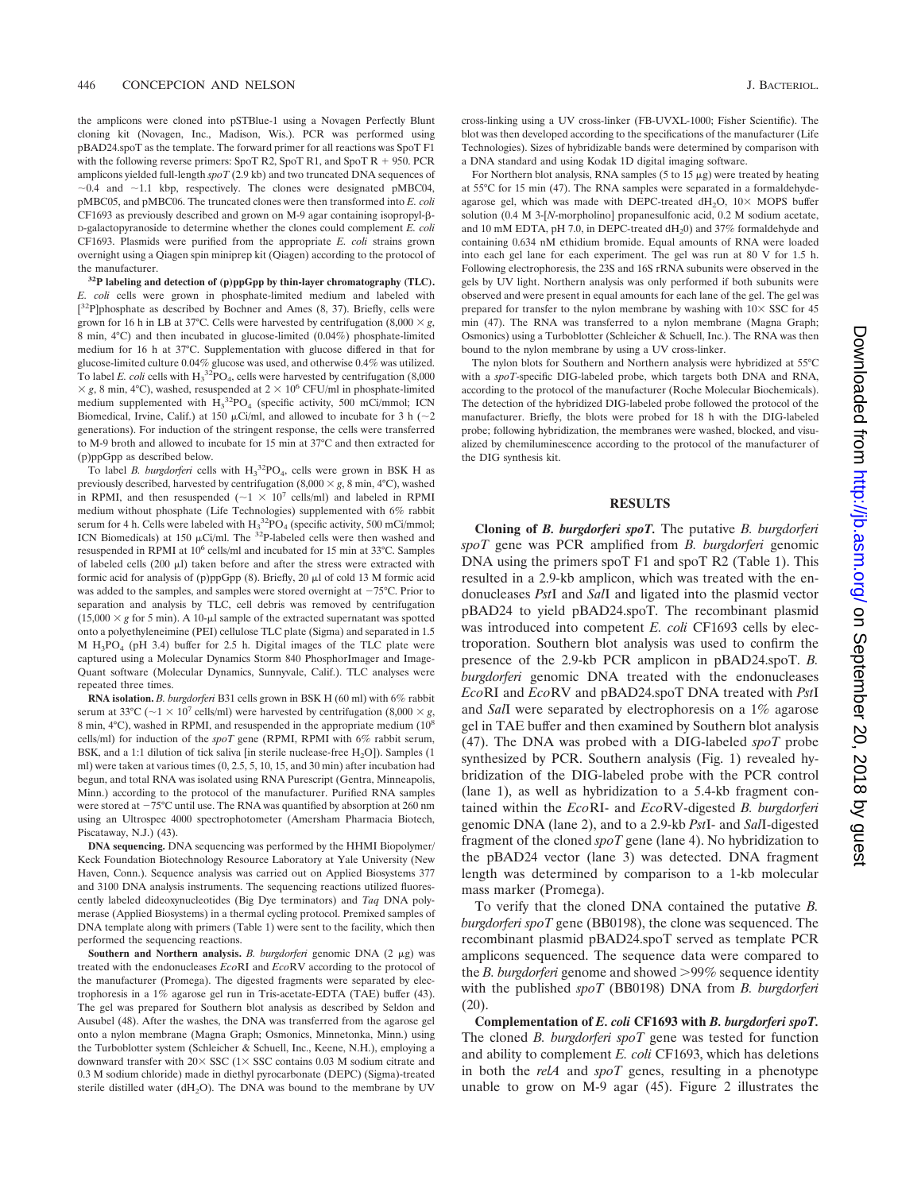the amplicons were cloned into pSTBlue-1 using a Novagen Perfectly Blunt cloning kit (Novagen, Inc., Madison, Wis.). PCR was performed using pBAD24.spoT as the template. The forward primer for all reactions was SpoT F1 with the following reverse primers: SpoT R2, SpoT R1, and SpoT R + 950. PCR amplicons yielded full-length *spoT* (2.9 kb) and two truncated DNA sequences of ~0.4 and ~1.1 kbp, respectively. The clones were designated pMBC04, pMBC05, and pMBC06. The truncated clones were then transformed into *E. coli* CF1693 as previously described and grown on M-9 agar containing isopropyl-β-D-galactopyranoside to determine whether the clones could complement *E. coli* CF1693. Plasmids were purified from the appropriate *E. coli* strains grown overnight using a Qiagen spin miniprep kit (Qiagen) according to the protocol of the manufacturer.

**$^{32}$P labeling and detection of (p)ppGpp by thin-layer chromatography (TLC).** *E. coli* cells were grown in phosphate-limited medium and labeled with [$^{32}$P]phosphate as described by Bochner and Ames (8, 37). Briefly, cells were grown for 16 h in LB at 37°C. Cells were harvested by centrifugation (8,000 × *g*, 8 min, 4°C) and then incubated in glucose-limited (0.04%) phosphate-limited medium for 16 h at 37°C. Supplementation with glucose differed in that for glucose-limited culture 0.04% glucose was used, and otherwise 0.4% was utilized. To label *E. coli* cells with $H_3{}^{32}PO_4$, cells were harvested by centrifugation (8,000 × *g*, 8 min, 4°C), washed, resuspended at $2 \times 10^6$ CFU/ml in phosphate-limited medium supplemented with $H_3{}^{32}PO_4$ (specific activity, 500 mCi/mmol; ICN Biomedical, Irvine, Calif.) at 150 μCi/ml, and allowed to incubate for 3 h (~2 generations). For induction of the stringent response, the cells were transferred to M-9 broth and allowed to incubate for 15 min at 37°C and then extracted for (p)ppGpp as described below.

To label *B. burgdorferi* cells with $H_3{}^{32}PO_4$, cells were grown in BSK H as previously described, harvested by centrifugation (8,000 × *g*, 8 min, 4°C), washed in RPMI, and then resuspended (~$1 \times 10^7$ cells/ml) and labeled in RPMI medium without phosphate (Life Technologies) supplemented with 6% rabbit serum for 4 h. Cells were labeled with $H_3{}^{32}PO_4$ (specific activity, 500 mCi/mmol; ICN Biomedicals) at 150 μCi/ml. The $^{32}$P-labeled cells were then washed and resuspended in RPMI at $10^6$ cells/ml and incubated for 15 min at 33°C. Samples of labeled cells (200 μl) taken before and after the stress were extracted with formic acid for analysis of (p)ppGpp (8). Briefly, 20 μl of cold 13 M formic acid was added to the samples, and samples were stored overnight at −75°C. Prior to separation and analysis by TLC, cell debris was removed by centrifugation (15,000 × *g* for 5 min). A 10-μl sample of the extracted supernatant was spotted onto a polyethyleneimine (PEI) cellulose TLC plate (Sigma) and separated in 1.5 M $H_3PO_4$ (pH 3.4) buffer for 2.5 h. Digital images of the TLC plate were captured using a Molecular Dynamics Storm 840 PhosphorImager and ImageQuant software (Molecular Dynamics, Sunnyvale, Calif.). TLC analyses were repeated three times.

**RNA isolation.** *B. burgdorferi* B31 cells grown in BSK H (60 ml) with 6% rabbit serum at 33°C (~$1 \times 10^7$ cells/ml) were harvested by centrifugation (8,000 × *g*, 8 min, 4°C), washed in RPMI, and resuspended in the appropriate medium ($10^8$ cells/ml) for induction of the *spoT* gene (RPMI, RPMI with 6% rabbit serum, BSK, and a 1:1 dilution of tick saliva [in sterile nuclease-free $H_2O$]). Samples (1 ml) were taken at various times (0, 2.5, 5, 10, 15, and 30 min) after incubation had begun, and total RNA was isolated using RNA Purescript (Gentra, Minneapolis, Minn.) according to the protocol of the manufacturer. Purified RNA samples were stored at −75°C until use. The RNA was quantified by absorption at 260 nm using an Ultrospec 4000 spectrophotometer (Amersham Pharmacia Biotech, Piscataway, N.J.) (43).

**DNA sequencing.** DNA sequencing was performed by the HHMI Biopolymer/Keck Foundation Biotechnology Resource Laboratory at Yale University (New Haven, Conn.). Sequence analysis was carried out on Applied Biosystems 377 and 3100 DNA analysis instruments. The sequencing reactions utilized fluorescently labeled dideoxynucleotides (Big Dye terminators) and *Taq* DNA polymerase (Applied Biosystems) in a thermal cycling protocol. Premixed samples of DNA template along with primers (Table 1) were sent to the facility, which then performed the sequencing reactions.

**Southern and Northern analysis.** *B. burgdorferi* genomic DNA (2 μg) was treated with the endonucleases *Eco*RI and *Eco*RV according to the protocol of the manufacturer (Promega). The digested fragments were separated by electrophoresis in a 1% agarose gel run in Tris-acetate-EDTA (TAE) buffer (43). The gel was prepared for Southern blot analysis as described by Seldon and Ausubel (48). After the washes, the DNA was transferred from the agarose gel onto a nylon membrane (Magna Graph; Osmonics, Minnetonka, Minn.) using the Turboblotter system (Schleicher & Schuell, Inc., Keene, N.H.), employing a downward transfer with 20× SSC (1× SSC contains 0.03 M sodium citrate and 0.3 M sodium chloride) made in diethyl pyrocarbonate (DEPC) (Sigma)-treated sterile distilled water ($dH_2O$). The DNA was bound to the membrane by UV cross-linking using a UV cross-linker (FB-UVXL-1000; Fisher Scientific). The blot was then developed according to the specifications of the manufacturer (Life Technologies). Sizes of hybridizable bands were determined by comparison with a DNA standard and using Kodak 1D digital imaging software.

For Northern blot analysis, RNA samples (5 to 15 μg) were treated by heating at 55°C for 15 min (47). The RNA samples were separated in a formaldehyde-agarose gel, which was made with DEPC-treated $dH_2O$, 10× MOPS buffer solution (0.4 M 3-[*N*-morpholino] propanesulfonic acid, 0.2 M sodium acetate, and 10 mM EDTA, pH 7.0, in DEPC-treated $dH_2O$) and 37% formaldehyde and containing 0.634 nM ethidium bromide. Equal amounts of RNA were loaded into each gel lane for each experiment. The gel was run at 80 V for 1.5 h. Following electrophoresis, the 23S and 16S rRNA subunits were observed in the gels by UV light. Northern analysis was only performed if both subunits were observed and were present in equal amounts for each lane of the gel. The gel was prepared for transfer to the nylon membrane by washing with 10× SSC for 45 min (47). The RNA was transferred to a nylon membrane (Magna Graph; Osmonics) using a Turboblotter (Schleicher & Schuell, Inc.). The RNA was then bound to the nylon membrane by using a UV cross-linker.

The nylon blots for Southern and Northern analysis were hybridized at 55°C with a *spoT*-specific DIG-labeled probe, which targets both DNA and RNA, according to the protocol of the manufacturer (Roche Molecular Biochemicals). The detection of the hybridized DIG-labeled probe followed the protocol of the manufacturer. Briefly, the blots were probed for 18 h with the DIG-labeled probe; following hybridization, the membranes were washed, blocked, and visualized by chemiluminescence according to the protocol of the manufacturer of the DIG synthesis kit.

## RESULTS

**Cloning of *B. burgdorferi spoT*.** The putative *B. burgdorferi spoT* gene was PCR amplified from *B. burgdorferi* genomic DNA using the primers spoT F1 and spoT R2 (Table 1). This resulted in a 2.9-kb amplicon, which was treated with the endonucleases *Pst*I and *Sal*I and ligated into the plasmid vector pBAD24 to yield pBAD24.spoT. The recombinant plasmid was introduced into competent *E. coli* CF1693 cells by electroporation. Southern blot analysis was used to confirm the presence of the 2.9-kb PCR amplicon in pBAD24.spoT. *B. burgdorferi* genomic DNA treated with the endonucleases *Eco*RI and *Eco*RV and pBAD24.spoT DNA treated with *Pst*I and *Sal*I were separated by electrophoresis on a 1% agarose gel in TAE buffer and then examined by Southern blot analysis (47). The DNA was probed with a DIG-labeled *spoT* probe synthesized by PCR. Southern analysis (Fig. 1) revealed hybridization of the DIG-labeled probe with the PCR control (lane 1), as well as hybridization to a 5.4-kb fragment contained within the *Eco*RI- and *Eco*RV-digested *B. burgdorferi* genomic DNA (lane 2), and to a 2.9-kb *Pst*I- and *Sal*I-digested fragment of the cloned *spoT* gene (lane 4). No hybridization to the pBAD24 vector (lane 3) was detected. DNA fragment length was determined by comparison to a 1-kb molecular mass marker (Promega).

To verify that the cloned DNA contained the putative *B. burgdorferi spoT* gene (BB0198), the clone was sequenced. The recombinant plasmid pBAD24.spoT served as template PCR amplicons sequenced. The sequence data were compared to the *B. burgdorferi* genome and showed >99% sequence identity with the published *spoT* (BB0198) DNA from *B. burgdorferi* (20).

**Complementation of *E. coli* CF1693 with *B. burgdorferi spoT*.** The cloned *B. burgdorferi spoT* gene was tested for function and ability to complement *E. coli* CF1693, which has deletions in both the *relA* and *spoT* genes, resulting in a phenotype unable to grow on M-9 agar (45). Figure 2 illustrates the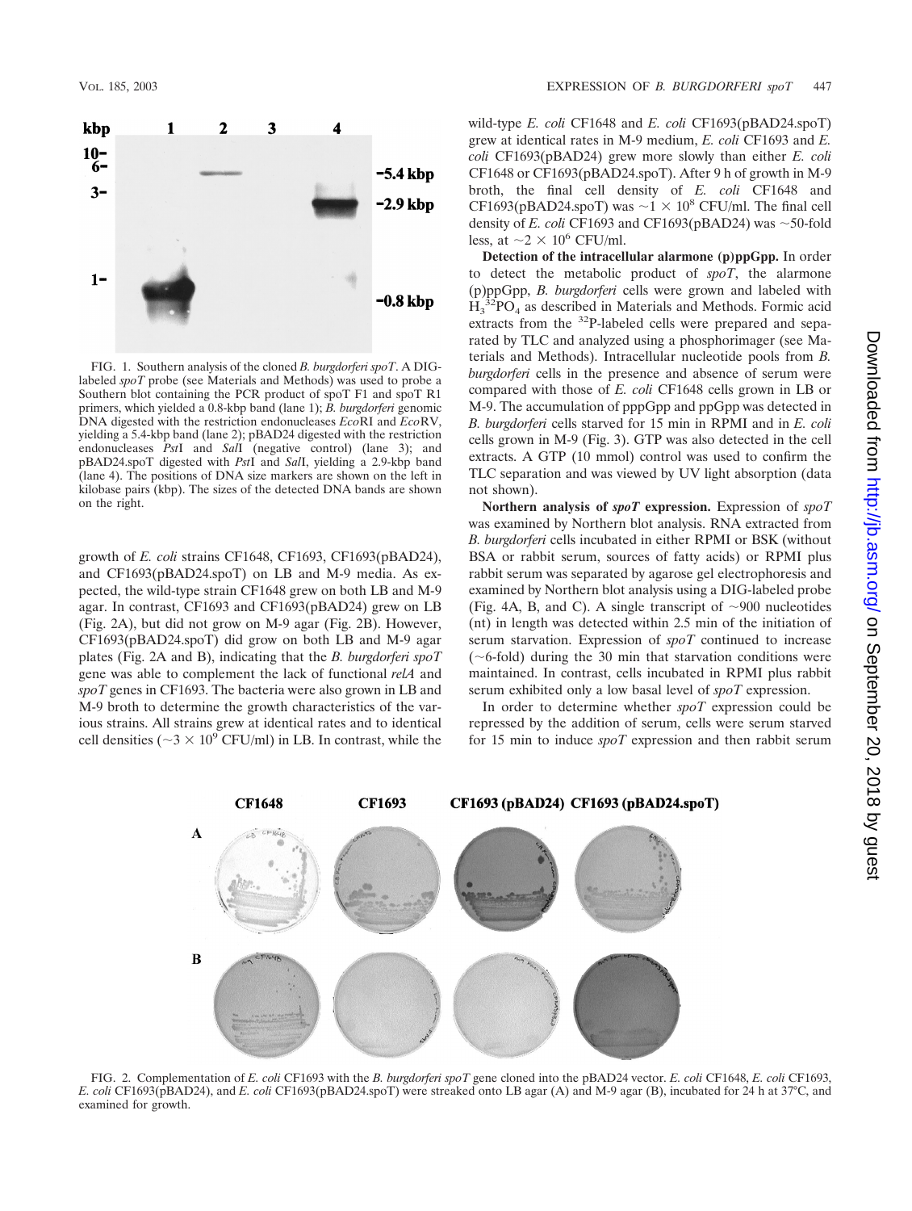FIG. 1. Southern analysis of the cloned *B. burgdorferi spoT*. A DIG-labeled *spoT* probe (see Materials and Methods) was used to probe a Southern blot containing the PCR product of spoT F1 and spoT R1 primers, which yielded a 0.8-kbp band (lane 1); *B. burgdorferi* genomic DNA digested with the restriction endonucleases *Eco*RI and *Eco*RV, yielding a 5.4-kbp band (lane 2); pBAD24 digested with the restriction endonucleases *Pst*I and *Sal*I (negative control) (lane 3); and pBAD24.spoT digested with *Pst*I and *Sal*I, yielding a 2.9-kbp band (lane 4). The positions of DNA size markers are shown on the left in kilobase pairs (kbp). The sizes of the detected DNA bands are shown on the right.

growth of *E. coli* strains CF1648, CF1693, CF1693(pBAD24), and CF1693(pBAD24.spoT) on LB and M-9 media. As expected, the wild-type strain CF1648 grew on both LB and M-9 agar. In contrast, CF1693 and CF1693(pBAD24) grew on LB (Fig. 2A), but did not grow on M-9 agar (Fig. 2B). However, CF1693(pBAD24.spoT) did grow on both LB and M-9 agar plates (Fig. 2A and B), indicating that the *B. burgdorferi spoT* gene was able to complement the lack of functional *relA* and *spoT* genes in CF1693. The bacteria were also grown in LB and M-9 broth to determine the growth characteristics of the various strains. All strains grew at identical rates and to identical cell densities (~$3 \times 10^9$ CFU/ml) in LB. In contrast, while the wild-type *E. coli* CF1648 and *E. coli* CF1693(pBAD24.spoT) grew at identical rates in M-9 medium, *E. coli* CF1693 and *E. coli* CF1693(pBAD24) grew more slowly than either *E. coli* CF1648 or CF1693(pBAD24.spoT). After 9 h of growth in M-9 broth, the final cell density of *E. coli* CF1648 and CF1693(pBAD24.spoT) was ~$1 \times 10^8$ CFU/ml. The final cell density of *E. coli* CF1693 and CF1693(pBAD24) was ~50-fold less, at ~$2 \times 10^6$ CFU/ml.

**Detection of the intracellular alarmone (p)ppGpp.** In order to detect the metabolic product of *spoT*, the alarmone (p)ppGpp, *B. burgdorferi* cells were grown and labeled with $H_3{}^{32}PO_4$ as described in Materials and Methods. Formic acid extracts from the $^{32}$P-labeled cells were prepared and separated by TLC and analyzed using a phosphorimager (see Materials and Methods). Intracellular nucleotide pools from *B. burgdorferi* cells in the presence and absence of serum were compared with those of *E. coli* CF1648 cells grown in LB or M-9. The accumulation of pppGpp and ppGpp was detected in *B. burgdorferi* cells starved for 15 min in RPMI and in *E. coli* cells grown in M-9 (Fig. 3). GTP was also detected in the cell extracts. A GTP (10 mmol) control was used to confirm the TLC separation and was viewed by UV light absorption (data not shown).

**Northern analysis of *spoT* expression.** Expression of *spoT* was examined by Northern blot analysis. RNA extracted from *B. burgdorferi* cells incubated in either RPMI or BSK (without BSA or rabbit serum, sources of fatty acids) or RPMI plus rabbit serum was separated by agarose gel electrophoresis and examined by Northern blot analysis using a DIG-labeled probe (Fig. 4A, B, and C). A single transcript of ~900 nucleotides (nt) in length was detected within 2.5 min of the initiation of serum starvation. Expression of *spoT* continued to increase (~6-fold) during the 30 min that starvation conditions were maintained. In contrast, cells incubated in RPMI plus rabbit serum exhibited only a low basal level of *spoT* expression.

In order to determine whether *spoT* expression could be repressed by the addition of serum, cells were serum starved for 15 min to induce *spoT* expression and then rabbit serum

FIG. 2. Complementation of *E. coli* CF1693 with the *B. burgdorferi spoT* gene cloned into the pBAD24 vector. *E. coli* CF1648, *E. coli* CF1693, *E. coli* CF1693(pBAD24), and *E. coli* CF1693(pBAD24.spoT) were streaked onto LB agar (A) and M-9 agar (B), incubated for 24 h at 37°C, and examined for growth.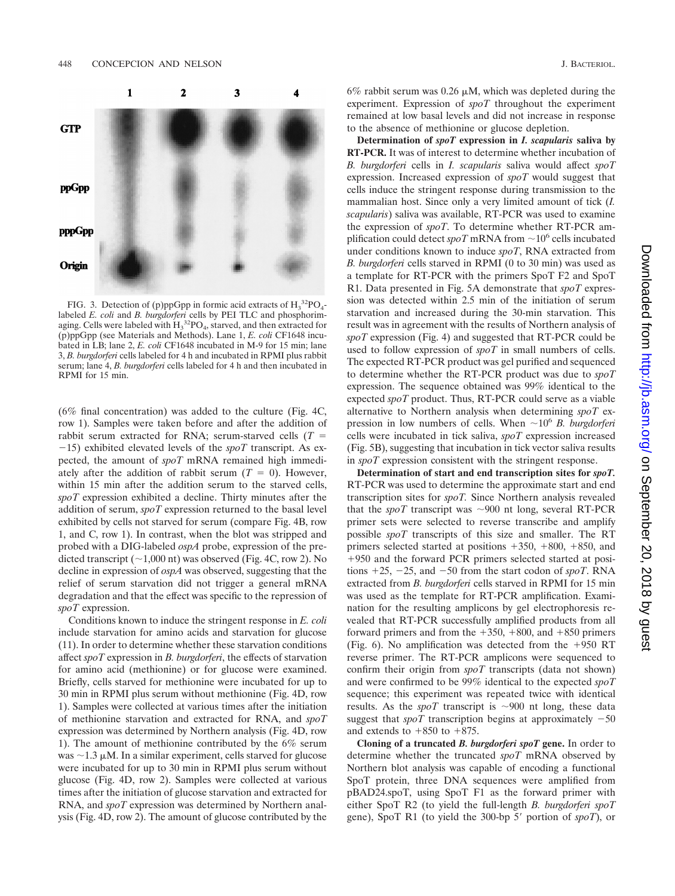FIG. 3. Detection of (p)ppGpp in formic acid extracts of $H_3{}^{32}PO_4$-labeled *E. coli* and *B. burgdorferi* cells by PEI TLC and phosphorimaging. Cells were labeled with $H_3{}^{32}PO_4$, starved, and then extracted for (p)ppGpp (see Materials and Methods). Lane 1, *E. coli* CF1648 incubated in LB; lane 2, *E. coli* CF1648 incubated in M-9 for 15 min; lane 3, *B. burgdorferi* cells labeled for 4 h and incubated in RPMI plus rabbit serum; lane 4, *B. burgdorferi* cells labeled for 4 h and then incubated in RPMI for 15 min.

(6% final concentration) was added to the culture (Fig. 4C, row 1). Samples were taken before and after the addition of rabbit serum extracted for RNA; serum-starved cells ($T = -15$) exhibited elevated levels of the *spoT* transcript. As expected, the amount of *spoT* mRNA remained high immediately after the addition of rabbit serum ($T = 0$). However, within 15 min after the addition serum to the starved cells, *spoT* expression exhibited a decline. Thirty minutes after the addition of serum, *spoT* expression returned to the basal level exhibited by cells not starved for serum (compare Fig. 4B, row 1, and C, row 1). In contrast, when the blot was stripped and probed with a DIG-labeled *ospA* probe, expression of the predicted transcript (~1,000 nt) was observed (Fig. 4C, row 2). No decline in expression of *ospA* was observed, suggesting that the relief of serum starvation did not trigger a general mRNA degradation and that the effect was specific to the repression of *spoT* expression.

Conditions known to induce the stringent response in *E. coli* include starvation for amino acids and starvation for glucose (11). In order to determine whether these starvation conditions affect *spoT* expression in *B. burgdorferi*, the effects of starvation for amino acid (methionine) or for glucose were examined. Briefly, cells starved for methionine were incubated for up to 30 min in RPMI plus serum without methionine (Fig. 4D, row 1). Samples were collected at various times after the initiation of methionine starvation and extracted for RNA, and *spoT* expression was determined by Northern analysis (Fig. 4D, row 1). The amount of methionine contributed by the 6% serum was ~1.3 μM. In a similar experiment, cells starved for glucose were incubated for up to 30 min in RPMI plus serum without glucose (Fig. 4D, row 2). Samples were collected at various times after the initiation of glucose starvation and extracted for RNA, and *spoT* expression was determined by Northern analysis (Fig. 4D, row 2). The amount of glucose contributed by the 6% rabbit serum was 0.26 μM, which was depleted during the experiment. Expression of *spoT* throughout the experiment remained at low basal levels and did not increase in response to the absence of methionine or glucose depletion.

**Determination of *spoT* expression in *I. scapularis* saliva by RT-PCR.** It was of interest to determine whether incubation of *B. burgdorferi* cells in *I. scapularis* saliva would affect *spoT* expression. Increased expression of *spoT* would suggest that cells induce the stringent response during transmission to the mammalian host. Since only a very limited amount of tick (*I. scapularis*) saliva was available, RT-PCR was used to examine the expression of *spoT*. To determine whether RT-PCR amplification could detect *spoT* mRNA from ~$10^6$ cells incubated under conditions known to induce *spoT*, RNA extracted from *B. burgdorferi* cells starved in RPMI (0 to 30 min) was used as a template for RT-PCR with the primers SpoT F2 and SpoT R1. Data presented in Fig. 5A demonstrate that *spoT* expression was detected within 2.5 min of the initiation of serum starvation and increased during the 30-min starvation. This result was in agreement with the results of Northern analysis of *spoT* expression (Fig. 4) and suggested that RT-PCR could be used to follow expression of *spoT* in small numbers of cells. The expected RT-PCR product was gel purified and sequenced to determine whether the RT-PCR product was due to *spoT* expression. The sequence obtained was 99% identical to the expected *spoT* product. Thus, RT-PCR could serve as a viable alternative to Northern analysis when determining *spoT* expression in low numbers of cells. When ~$10^6$ *B. burgdorferi* cells were incubated in tick saliva, *spoT* expression increased (Fig. 5B), suggesting that incubation in tick vector saliva results in *spoT* expression consistent with the stringent response.

**Determination of start and end transcription sites for *spoT*.** RT-PCR was used to determine the approximate start and end transcription sites for *spoT*. Since Northern analysis revealed that the *spoT* transcript was ~900 nt long, several RT-PCR primer sets were selected to reverse transcribe and amplify possible *spoT* transcripts of this size and smaller. The RT primers selected started at positions +350, +800, +850, and +950 and the forward PCR primers selected started at positions +25, −25, and −50 from the start codon of *spoT*. RNA extracted from *B. burgdorferi* cells starved in RPMI for 15 min was used as the template for RT-PCR amplification. Examination for the resulting amplicons by gel electrophoresis revealed that RT-PCR successfully amplified products from all forward primers and from the +350, +800, and +850 primers (Fig. 6). No amplification was detected from the +950 RT reverse primer. The RT-PCR amplicons were sequenced to confirm their origin from *spoT* transcripts (data not shown) and were confirmed to be 99% identical to the expected *spoT* sequence; this experiment was repeated twice with identical results. As the *spoT* transcript is ~900 nt long, these data suggest that *spoT* transcription begins at approximately −50 and extends to +850 to +875.

**Cloning of a truncated *B. burgdorferi spoT* gene.** In order to determine whether the truncated *spoT* mRNA observed by Northern blot analysis was capable of encoding a functional SpoT protein, three DNA sequences were amplified from pBAD24.spoT, using SpoT F1 as the forward primer with either SpoT R2 (to yield the full-length *B. burgdorferi spoT* gene), SpoT R1 (to yield the 300-bp 5′ portion of *spoT*), or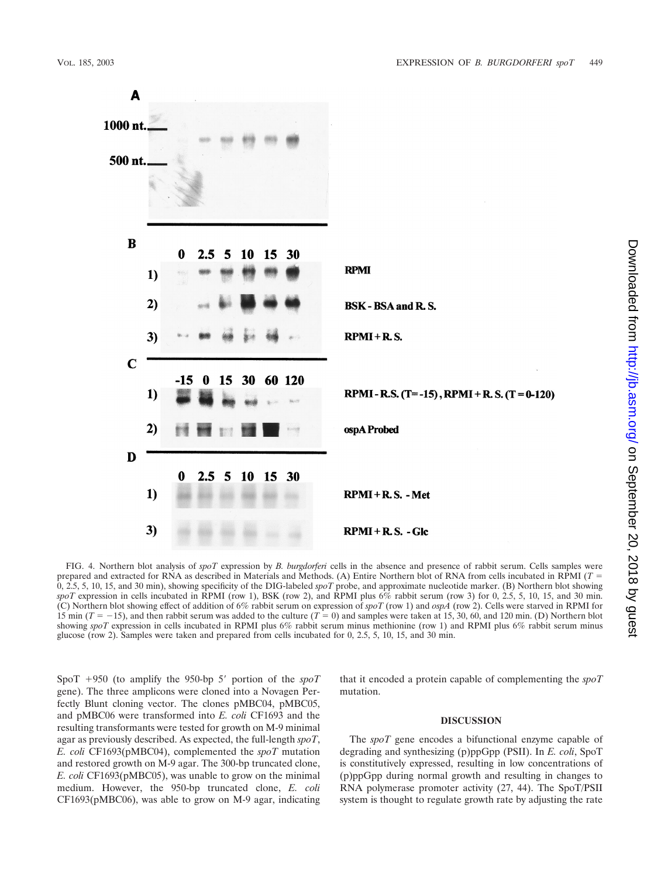FIG. 4. Northern blot analysis of *spoT* expression by *B. burgdorferi* cells in the absence and presence of rabbit serum. Cells samples were prepared and extracted for RNA as described in Materials and Methods. (A) Entire Northern blot of RNA from cells incubated in RPMI ($T$ = 0, 2.5, 5, 10, 15, and 30 min), showing specificity of the DIG-labeled *spoT* probe, and approximate nucleotide marker. (B) Northern blot showing *spoT* expression in cells incubated in RPMI (row 1), BSK (row 2), and RPMI plus 6% rabbit serum (row 3) for 0, 2.5, 5, 10, 15, and 30 min. (C) Northern blot showing effect of addition of 6% rabbit serum on expression of *spoT* (row 1) and *ospA* (row 2). Cells were starved in RPMI for 15 min ($T = -15$), and then rabbit serum was added to the culture ($T = 0$) and samples were taken at 15, 30, 60, and 120 min. (D) Northern blot showing *spoT* expression in cells incubated in RPMI plus 6% rabbit serum minus methionine (row 1) and RPMI plus 6% rabbit serum minus glucose (row 2). Samples were taken and prepared from cells incubated for 0, 2.5, 5, 10, 15, and 30 min.

SpoT +950 (to amplify the 950-bp 5′ portion of the *spoT* gene). The three amplicons were cloned into a Novagen Perfectly Blunt cloning vector. The clones pMBC04, pMBC05, and pMBC06 were transformed into *E. coli* CF1693 and the resulting transformants were tested for growth on M-9 minimal agar as previously described. As expected, the full-length *spoT*, *E. coli* CF1693(pMBC04), complemented the *spoT* mutation and restored growth on M-9 agar. The 300-bp truncated clone, *E. coli* CF1693(pMBC05), was unable to grow on the minimal medium. However, the 950-bp truncated clone, *E. coli* CF1693(pMBC06), was able to grow on M-9 agar, indicating that it encoded a protein capable of complementing the *spoT* mutation.

## DISCUSSION

The *spoT* gene encodes a bifunctional enzyme capable of degrading and synthesizing (p)ppGpp (PSII). In *E. coli*, SpoT is constitutively expressed, resulting in low concentrations of (p)ppGpp during normal growth and resulting in changes to RNA polymerase promoter activity (27, 44). The SpoT/PSII system is thought to regulate growth rate by adjusting the rate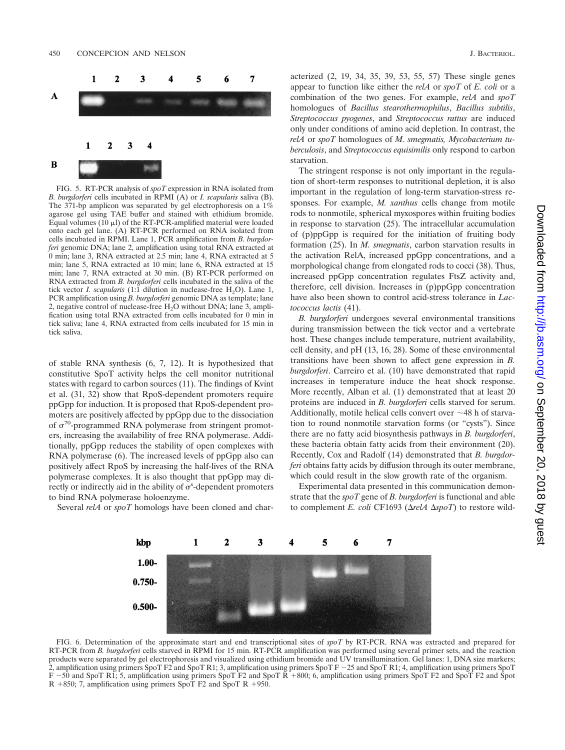FIG. 5. RT-PCR analysis of *spoT* expression in RNA isolated from *B. burgdorferi* cells incubated in RPMI (A) or *I. scapularis* saliva (B). The 371-bp amplicon was separated by gel electrophoresis on a 1% agarose gel using TAE buffer and stained with ethidium bromide. Equal volumes (10 μl) of the RT-PCR-amplified material were loaded onto each gel lane. (A) RT-PCR performed on RNA isolated from cells incubated in RPMI. Lane 1, PCR amplification from *B. burgdorferi* genomic DNA; lane 2, amplification using total RNA extracted at 0 min; lane 3, RNA extracted at 2.5 min; lane 4, RNA extracted at 5 min; lane 5, RNA extracted at 10 min; lane 6, RNA extracted at 15 min; lane 7, RNA extracted at 30 min. (B) RT-PCR performed on RNA extracted from *B. burgdorferi* cells incubated in the saliva of the tick vector *I. scapularis* (1:1 dilution in nuclease-free $H_2O$). Lane 1, PCR amplification using *B. burgdorferi* genomic DNA as template; lane 2, negative control of nuclease-free $H_2O$ without DNA; lane 3, amplification using total RNA extracted from cells incubated for 0 min in tick saliva; lane 4, RNA extracted from cells incubated for 15 min in tick saliva.

of stable RNA synthesis (6, 7, 12). It is hypothesized that constitutive SpoT activity helps the cell monitor nutritional states with regard to carbon sources (11). The findings of Kvint et al. (31, 32) show that RpoS-dependent promoters require ppGpp for induction. It is proposed that RpoS-dependent promoters are positively affected by ppGpp due to the dissociation of $\sigma^{70}$-programmed RNA polymerase from stringent promoters, increasing the availability of free RNA polymerase. Additionally, ppGpp reduces the stability of open complexes with RNA polymerase (6). The increased levels of ppGpp also can positively affect RpoS by increasing the half-lives of the RNA polymerase complexes. It is also thought that ppGpp may directly or indirectly aid in the ability of $\sigma^{s}$-dependent promoters to bind RNA polymerase holoenzyme.

Several *relA* or *spoT* homologs have been cloned and characterized (2, 19, 34, 35, 39, 53, 55, 57) These single genes appear to function like either the *relA* or *spoT* of *E. coli* or a combination of the two genes. For example, *relA* and *spoT* homologues of *Bacillus stearothermophilus*, *Bacillus subtilis*, *Streptococcus pyogenes*, and *Streptococcus rattus* are induced only under conditions of amino acid depletion. In contrast, the *relA* or *spoT* homologues of *M. smegmatis, Mycobacterium tuberculosis*, and *Streptococcus equisimilis* only respond to carbon starvation.

The stringent response is not only important in the regulation of short-term responses to nutritional depletion, it is also important in the regulation of long-term starvation-stress responses. For example, *M. xanthus* cells change from motile rods to nonmotile, spherical myxospores within fruiting bodies in response to starvation (25). The intracellular accumulation of (p)ppGpp is required for the initiation of fruiting body formation (25). In *M. smegmatis*, carbon starvation results in the activation RelA, increased ppGpp concentrations, and a morphological change from elongated rods to cocci (38). Thus, increased ppGpp concentration regulates FtsZ activity and, therefore, cell division. Increases in (p)ppGpp concentration have also been shown to control acid-stress tolerance in *Lactococcus lactis* (41).

*B. burgdorferi* undergoes several environmental transitions during transmission between the tick vector and a vertebrate host. These changes include temperature, nutrient availability, cell density, and pH (13, 16, 28). Some of these environmental transitions have been shown to affect gene expression in *B. burgdorferi*. Carreiro et al. (10) have demonstrated that rapid increases in temperature induce the heat shock response. More recently, Alban et al. (1) demonstrated that at least 20 proteins are induced in *B. burgdorferi* cells starved for serum. Additionally, motile helical cells convert over ~48 h of starvation to round nonmotile starvation forms (or "cysts"). Since there are no fatty acid biosynthesis pathways in *B. burgdorferi*, these bacteria obtain fatty acids from their environment (20). Recently, Cox and Radolf (14) demonstrated that *B. burgdorferi* obtains fatty acids by diffusion through its outer membrane, which could result in the slow growth rate of the organism.

Experimental data presented in this communication demonstrate that the *spoT* gene of *B. burgdorferi* is functional and able to complement *E. coli* CF1693 (Δ*relA* Δ*spoT*) to restore wild-

FIG. 6. Determination of the approximate start and end transcriptional sites of *spoT* by RT-PCR. RNA was extracted and prepared for RT-PCR from *B. burgdorferi* cells starved in RPMI for 15 min. RT-PCR amplification was performed using several primer sets, and the reaction products were separated by gel electrophoresis and visualized using ethidium bromide and UV transillumination. Gel lanes: 1, DNA size markers; 2, amplification using primers SpoT F2 and SpoT R1; 3, amplification using primers SpoT F −25 and SpoT R1; 4, amplification using primers SpoT F −50 and SpoT R1; 5, amplification using primers SpoT F2 and SpoT R +800; 6, amplification using primers SpoT F2 and SpoT F2 and Spot R +850; 7, amplification using primers SpoT F2 and SpoT R +950.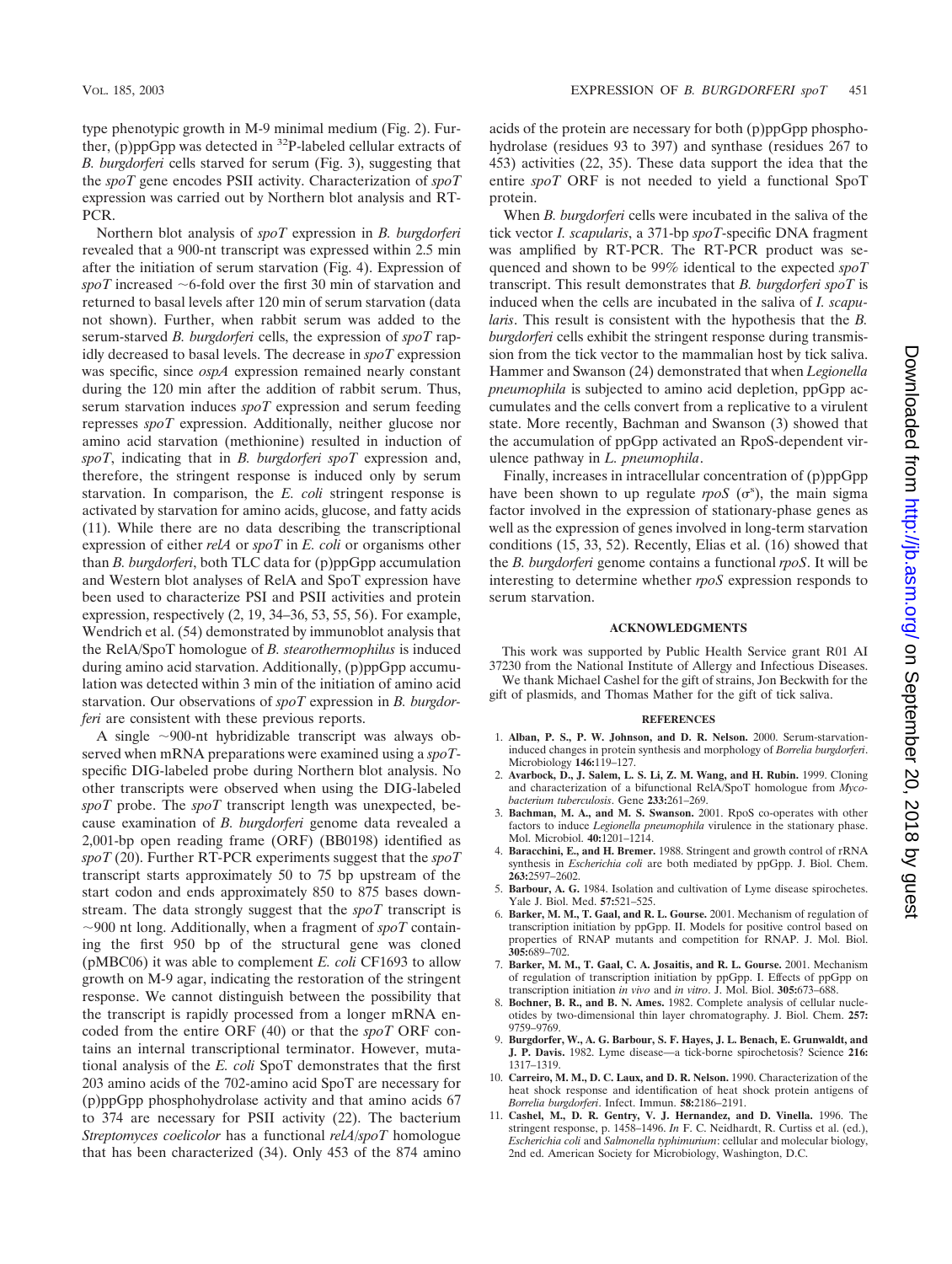type phenotypic growth in M-9 minimal medium (Fig. 2). Further, (p)ppGpp was detected in $^{32}$P-labeled cellular extracts of *B. burgdorferi* cells starved for serum (Fig. 3), suggesting that the *spoT* gene encodes PSII activity. Characterization of *spoT* expression was carried out by Northern blot analysis and RT-PCR.

Northern blot analysis of *spoT* expression in *B. burgdorferi* revealed that a 900-nt transcript was expressed within 2.5 min after the initiation of serum starvation (Fig. 4). Expression of *spoT* increased ~6-fold over the first 30 min of starvation and returned to basal levels after 120 min of serum starvation (data not shown). Further, when rabbit serum was added to the serum-starved *B. burgdorferi* cells, the expression of *spoT* rapidly decreased to basal levels. The decrease in *spoT* expression was specific, since *ospA* expression remained nearly constant during the 120 min after the addition of rabbit serum. Thus, serum starvation induces *spoT* expression and serum feeding represses *spoT* expression. Additionally, neither glucose nor amino acid starvation (methionine) resulted in induction of *spoT*, indicating that in *B. burgdorferi spoT* expression and, therefore, the stringent response is induced only by serum starvation. In comparison, the *E. coli* stringent response is activated by starvation for amino acids, glucose, and fatty acids (11). While there are no data describing the transcriptional expression of either *relA* or *spoT* in *E. coli* or organisms other than *B. burgdorferi*, both TLC data for (p)ppGpp accumulation and Western blot analyses of RelA and SpoT expression have been used to characterize PSI and PSII activities and protein expression, respectively (2, 19, 34–36, 53, 55, 56). For example, Wendrich et al. (54) demonstrated by immunoblot analysis that the RelA/SpoT homologue of *B. stearothermophilus* is induced during amino acid starvation. Additionally, (p)ppGpp accumulation was detected within 3 min of the initiation of amino acid starvation. Our observations of *spoT* expression in *B. burgdorferi* are consistent with these previous reports.

A single ~900-nt hybridizable transcript was always observed when mRNA preparations were examined using a *spoT*-specific DIG-labeled probe during Northern blot analysis. No other transcripts were observed when using the DIG-labeled *spoT* probe. The *spoT* transcript length was unexpected, because examination of *B. burgdorferi* genome data revealed a 2,001-bp open reading frame (ORF) (BB0198) identified as *spoT* (20). Further RT-PCR experiments suggest that the *spoT* transcript starts approximately 50 to 75 bp upstream of the start codon and ends approximately 850 to 875 bases downstream. The data strongly suggest that the *spoT* transcript is ~900 nt long. Additionally, when a fragment of *spoT* containing the first 950 bp of the structural gene was cloned (pMBC06) it was able to complement *E. coli* CF1693 to allow growth on M-9 agar, indicating the restoration of the stringent response. We cannot distinguish between the possibility that the transcript is rapidly processed from a longer mRNA encoded from the entire ORF (40) or that the *spoT* ORF contains an internal transcriptional terminator. However, mutational analysis of the *E. coli* SpoT demonstrates that the first 203 amino acids of the 702-amino acid SpoT are necessary for (p)ppGpp phosphohydrolase activity and that amino acids 67 to 374 are necessary for PSII activity (22). The bacterium *Streptomyces coelicolor* has a functional *relA*/*spoT* homologue that has been characterized (34). Only 453 of the 874 amino acids of the protein are necessary for both (p)ppGpp phosphohydrolase (residues 93 to 397) and synthase (residues 267 to 453) activities (22, 35). These data support the idea that the entire *spoT* ORF is not needed to yield a functional SpoT protein.

When *B. burgdorferi* cells were incubated in the saliva of the tick vector *I. scapularis*, a 371-bp *spoT*-specific DNA fragment was amplified by RT-PCR. The RT-PCR product was sequenced and shown to be 99% identical to the expected *spoT* transcript. This result demonstrates that *B. burgdorferi spoT* is induced when the cells are incubated in the saliva of *I. scapularis*. This result is consistent with the hypothesis that the *B. burgdorferi* cells exhibit the stringent response during transmission from the tick vector to the mammalian host by tick saliva. Hammer and Swanson (24) demonstrated that when *Legionella pneumophila* is subjected to amino acid depletion, ppGpp accumulates and the cells convert from a replicative to a virulent state. More recently, Bachman and Swanson (3) showed that the accumulation of ppGpp activated an RpoS-dependent virulence pathway in *L. pneumophila*.

Finally, increases in intracellular concentration of (p)ppGpp have been shown to up regulate *rpoS* ($\sigma^s$), the main sigma factor involved in the expression of stationary-phase genes as well as the expression of genes involved in long-term starvation conditions (15, 33, 52). Recently, Elias et al. (16) showed that the *B. burgdorferi* genome contains a functional *rpoS*. It will be interesting to determine whether *rpoS* expression responds to serum starvation.

## ACKNOWLEDGMENTS

This work was supported by Public Health Service grant R01 AI 37230 from the National Institute of Allergy and Infectious Diseases.

We thank Michael Cashel for the gift of strains, Jon Beckwith for the gift of plasmids, and Thomas Mather for the gift of tick saliva.

## REFERENCES

1. **Alban, P. S., P. W. Johnson, and D. R. Nelson.** 2000. Serum-starvation-induced changes in protein synthesis and morphology of *Borrelia burgdorferi*. Microbiology **146:**119–127.
2. **Avarbock, D., J. Salem, L. S. Li, Z. M. Wang, and H. Rubin.** 1999. Cloning and characterization of a bifunctional RelA/SpoT homologue from *Mycobacterium tuberculosis*. Gene **233:**261–269.
3. **Bachman, M. A., and M. S. Swanson.** 2001. RpoS co-operates with other factors to induce *Legionella pneumophila* virulence in the stationary phase. Mol. Microbiol. **40:**1201–1214.
4. **Baracchini, E., and H. Bremer.** 1988. Stringent and growth control of rRNA synthesis in *Escherichia coli* are both mediated by ppGpp. J. Biol. Chem. **263:**2597–2602.
5. **Barbour, A. G.** 1984. Isolation and cultivation of Lyme disease spirochetes. Yale J. Biol. Med. **57:**521–525.
6. **Barker, M. M., T. Gaal, and R. L. Gourse.** 2001. Mechanism of regulation of transcription initiation by ppGpp. II. Models for positive control based on properties of RNAP mutants and competition for RNAP. J. Mol. Biol. **305:**689–702.
7. **Barker, M. M., T. Gaal, C. A. Josaitis, and R. L. Gourse.** 2001. Mechanism of regulation of transcription initiation by ppGpp. I. Effects of ppGpp on transcription initiation *in vivo* and *in vitro*. J. Mol. Biol. **305:**673–688.
8. **Bochner, B. R., and B. N. Ames.** 1982. Complete analysis of cellular nucleotides by two-dimensional thin layer chromatography. J. Biol. Chem. **257:**9759–9769.
9. **Burgdorfer, W., A. G. Barbour, S. F. Hayes, J. L. Benach, E. Grunwaldt, and J. P. Davis.** 1982. Lyme disease—a tick-borne spirochetosis? Science **216:**1317–1319.
10. **Carreiro, M. M., D. C. Laux, and D. R. Nelson.** 1990. Characterization of the heat shock response and identification of heat shock protein antigens of *Borrelia burgdorferi*. Infect. Immun. **58:**2186–2191.
11. **Cashel, M., D. R. Gentry, V. J. Hernandez, and D. Vinella.** 1996. The stringent response, p. 1458–1496. *In* F. C. Neidhardt, R. Curtiss et al. (ed.), *Escherichia coli* and *Salmonella typhimurium*: cellular and molecular biology, 2nd ed. American Society for Microbiology, Washington, D.C.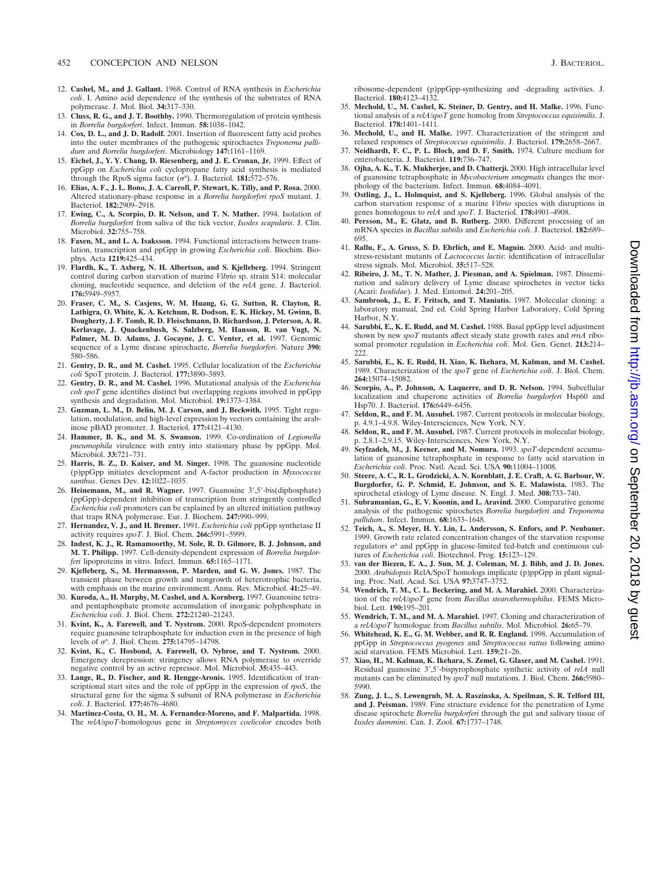12. **Cashel, M., and J. Gallant.** 1968. Control of RNA synthesis in *Escherichia coli*. I. Amino acid dependence of the synthesis of the substrates of RNA polymerase. J. Mol. Biol. **34:**317–330.
13. **Cluss, R. G., and J. T. Boothby.** 1990. Thermoregulation of protein synthesis in *Borrelia burgdorferi*. Infect. Immun. **58:**1038–1042.
14. **Cox, D. L., and J. D. Radolf.** 2001. Insertion of fluorescent fatty acid probes into the outer membranes of the pathogenic spirochaetes *Treponema pallidum* and *Borrelia burgdorferi*. Microbiology **147:**1161–1169.
15. **Eichel, J., Y. Y. Chang, D. Riesenberg, and J. E. Cronan, Jr.** 1999. Effect of ppGpp on *Escherichia coli* cyclopropane fatty acid synthesis is mediated through the RpoS sigma factor ($\sigma^s$). J. Bacteriol. **181:**572–576.
16. **Elias, A. F., J. L. Bono, J. A. Carroll, P. Stewart, K. Tilly, and P. Rosa.** 2000. Altered stationary-phase response in a *Borrelia burgdorferi rpoS* mutant. J. Bacteriol. **182:**2909–2918.
17. **Ewing, C., A. Scorpio, D. R. Nelson, and T. N. Mather.** 1994. Isolation of *Borrelia burgdorferi* from saliva of the tick vector, *Ixodes scapularis*. J. Clin. Microbiol. **32:**755–758.
18. **Faxen, M., and L. A. Isaksson.** 1994. Functional interactions between translation, transcription and ppGpp in growing *Escherichia coli*. Biochim. Biophys. Acta **1219:**425–434.
19. **Flardh, K., T. Axberg, N. H. Albertson, and S. Kjelleberg.** 1994. Stringent control during carbon starvation of marine *Vibrio* sp. strain S14: molecular cloning, nucleotide sequence, and deletion of the *relA* gene. J. Bacteriol. **176:**5949–5957.
20. **Fraser, C. M., S. Casjens, W. M. Huang, G. G. Sutton, R. Clayton, R. Lathigra, O. White, K. A. Ketchum, R. Dodson, E. K. Hickey, M. Gwinn, B. Dougherty, J. F. Tomb, R. D. Fleischmann, D. Richardson, J. Peterson, A. R. Kerlavage, J. Quackenbush, S. Salzberg, M. Hanson, R. van Vugt, N. Palmer, M. D. Adams, J. Gocayne, J. C. Venter, et al.** 1997. Genomic sequence of a Lyme disease spirochaete, *Borrelia burgdorferi*. Nature **390:**580–586.
21. **Gentry, D. R., and M. Cashel.** 1995. Cellular localization of the *Escherichia coli* SpoT protein. J. Bacteriol. **177:**3890–3893.
22. **Gentry, D. R., and M. Cashel.** 1996. Mutational analysis of the *Escherichia coli spoT* gene identifies distinct but overlapping regions involved in ppGpp synthesis and degradation. Mol. Microbiol. **19:**1373–1384.
23. **Guzman, L. M., D. Belin, M. J. Carson, and J. Beckwith.** 1995. Tight regulation, modulation, and high-level expression by vectors containing the arabinose pBAD promoter. J. Bacteriol. **177:**4121–4130.
24. **Hammer, B. K., and M. S. Swanson.** 1999. Co-ordination of *Legionella pneumophila* virulence with entry into stationary phase by ppGpp. Mol. Microbiol. **33:**721–731.
25. **Harris, B. Z., D. Kaiser, and M. Singer.** 1998. The guanosine nucleotide (p)ppGpp initiates development and A-factor production in *Myxococcus xanthus*. Genes Dev. **12:**1022–1035.
26. **Heinemann, M., and R. Wagner.** 1997. Guanosine 3′,5′-bis(diphosphate) (ppGpp)-dependent inhibition of transcription from stringently controlled *Escherichia coli* promoters can be explained by an altered initiation pathway that traps RNA polymerase. Eur. J. Biochem. **247:**990–999.
27. **Hernandez, V. J., and H. Bremer.** 1991. *Escherichia coli* ppGpp synthetase II activity requires *spoT*. J. Biol. Chem. **266:**5991–5999.
28. **Indest, K. J., R. Ramamoorthy, M. Sole, R. D. Gilmore, B. J. Johnson, and M. T. Philipp.** 1997. Cell-density-dependent expression of *Borrelia burgdorferi* lipoproteins in vitro. Infect. Immun. **65:**1165–1171.
29. **Kjelleberg, S., M. Hermansson, P. Marden, and G. W. Jones.** 1987. The transient phase between growth and nongrowth of heterotrophic bacteria, with emphasis on the marine environment. Annu. Rev. Microbiol. **41:**25–49.
30. **Kuroda, A., H. Murphy, M. Cashel, and A. Kornberg.** 1997. Guanosine tetra- and pentaphosphate promote accumulation of inorganic polyphosphate in *Escherichia coli*. J. Biol. Chem. **272:**21240–21243.
31. **Kvint, K., A. Farewell, and T. Nystrom.** 2000. RpoS-dependent promoters require guanosine tetraphosphate for induction even in the presence of high levels of $\sigma^s$. J. Biol. Chem. **275:**14795–14798.
32. **Kvint, K., C. Hosbond, A. Farewell, O. Nybroe, and T. Nystrom.** 2000. Emergency derepression: stringency allows RNA polymerase to override negative control by an active repressor. Mol. Microbiol. **35:**435–443.
33. **Lange, R., D. Fischer, and R. Hengge-Aronis.** 1995. Identification of transcriptional start sites and the role of ppGpp in the expression of *rpoS*, the structural gene for the sigma S subunit of RNA polymerase in *Escherichia coli*. J. Bacteriol. **177:**4676–4680.
34. **Martinez-Costa, O. H., M. A. Fernandez-Moreno, and F. Malpartida.** 1998. The *relA/spoT*-homologous gene in *Streptomyces coelicolor* encodes both ribosome-dependent (p)ppGpp-synthesizing and -degrading activities. J. Bacteriol. **180:**4123–4132.
35. **Mechold, U., M. Cashel, K. Steiner, D. Gentry, and H. Malke.** 1996. Functional analysis of a *relA/spoT* gene homolog from *Streptococcus equisimilis*. J. Bacteriol. **178:**1401–1411.
36. **Mechold, U., and H. Malke.** 1997. Characterization of the stringent and relaxed responses of *Streptococcus equisimilis*. J. Bacteriol. **179:**2658–2667.
37. **Neidhardt, F. C., P. L. Bloch, and D. F. Smith.** 1974. Culture medium for enterobacteria. J. Bacteriol. **119:**736–747.
38. **Ojha, A. K., T. K. Mukherjee, and D. Chatterji.** 2000. High intracellular level of guanosine tetraphosphate in *Mycobacterium smegmatis* changes the morphology of the bacterium. Infect. Immun. **68:**4084–4091.
39. **Ostling, J., L. Holmquist, and S. Kjelleberg.** 1996. Global analysis of the carbon starvation response of a marine *Vibrio* species with disruptions in genes homologous to *relA* and *spoT*. J. Bacteriol. **178:**4901–4908.
40. **Persson, M., E. Glatz, and B. Rutberg.** 2000. Different processing of an mRNA species in *Bacillus subtilis* and *Escherichia coli*. J. Bacteriol. **182:**689–695.
41. **Rallu, F., A. Gruss, S. D. Ehrlich, and E. Maguin.** 2000. Acid- and multistress-resistant mutants of *Lactococcus lactis*: identification of intracellular stress signals. Mol. Microbiol. **35:**517–528.
42. **Ribeiro, J. M., T. N. Mather, J. Piesman, and A. Spielman.** 1987. Dissemination and salivary delivery of Lyme disease spirochetes in vector ticks (Acari: *Ixodidae*). J. Med. Entomol. **24:**201–205.
43. **Sambrook, J., E. F. Fritsch, and T. Maniatis.** 1987. Molecular cloning: a laboratory manual, 2nd ed. Cold Spring Harbor Laboratory, Cold Spring Harbor, N.Y.
44. **Sarubbi, E., K. E. Rudd, and M. Cashel.** 1988. Basal ppGpp level adjustment shown by new *spoT* mutants affect steady state growth rates and *rrnA* ribosomal promoter regulation in *Escherichia coli*. Mol. Gen. Genet. **213:**214–222.
45. **Sarubbi, E., K. E. Rudd, H. Xiao, K. Ikehara, M. Kalman, and M. Cashel.** 1989. Characterization of the *spoT* gene of *Escherichia coli*. J. Biol. Chem. **264:**15074–15082.
46. **Scorpio, A., P. Johnson, A. Laquerre, and D. R. Nelson.** 1994. Subcellular localization and chaperone activities of *Borrelia burgdorferi* Hsp60 and Hsp70. J. Bacteriol. **176:**6449–6456.
47. **Seldon, R., and F. M. Ausubel.** 1987. Current protocols in molecular biology, p. 4.9.1–4.9.8. Wiley-Intersciences, New York, N.Y.
48. **Seldon, R., and F. M. Ausubel.** 1987. Current protocols in molecular biology, p. 2.8.1–2.9.15. Wiley-Intersciences, New York, N.Y.
49. **Seyfzadeh, M., J. Keener, and M. Nomura.** 1993. *spoT*-dependent accumulation of guanosine tetraphosphate in response to fatty acid starvation in *Escherichia coli*. Proc. Natl. Acad. Sci. USA **90:**11004–11008.
50. **Steere, A. C., R. L. Grodzicki, A. N. Kornblatt, J. E. Craft, A. G. Barbour, W. Burgdorfer, G. P. Schmid, E. Johnson, and S. E. Malawista.** 1983. The spirochetal etiology of Lyme disease. N. Engl. J. Med. **308:**733–740.
51. **Subramanian, G., E. V. Koonin, and L. Aravind.** 2000. Comparative genome analysis of the pathogenic spirochetes *Borrelia burgdorferi* and *Treponema pallidum*. Infect. Immun. **68:**1633–1648.
52. **Teich, A., S. Meyer, H. Y. Lin, L. Andersson, S. Enfors, and P. Neubauer.** 1999. Growth rate related concentration changes of the starvation response regulators $\sigma^s$ and ppGpp in glucose-limited fed-batch and continuous cultures of *Escherichia coli*. Biotechnol. Prog. **15:**123–129.
53. **van der Biezen, E. A., J. Sun, M. J. Coleman, M. J. Bibb, and J. D. Jones.** 2000. *Arabidopsis* RelA/SpoT homologs implicate (p)ppGpp in plant signaling. Proc. Natl. Acad. Sci. USA **97:**3747–3752.
54. **Wendrich, T. M., C. L. Beckering, and M. A. Marahiel.** 2000. Characterization of the *relA/spoT* gene from *Bacillus stearothermophilus*. FEMS Microbiol. Lett. **190:**195–201.
55. **Wendrich, T. M., and M. A. Marahiel.** 1997. Cloning and characterization of a *relA/spoT* homologue from *Bacillus subtilis*. Mol. Microbiol. **26:**65–79.
56. **Whitehead, K. E., G. M. Webber, and R. R. England.** 1998. Accumulation of ppGpp in *Streptococcus pyogenes* and *Streptococcus rattus* following amino acid starvation. FEMS Microbiol. Lett. **159:**21–26.
57. **Xiao, H., M. Kalman, K. Ikehara, S. Zemel, G. Glaser, and M. Cashel.** 1991. Residual guanosine 3′,5′-bispyrophosphate synthetic activity of *relA* null mutants can be eliminated by *spoT* null mutations. J. Biol. Chem. **266:**5980–5990.
58. **Zung, J. L., S. Lewengrub, M. A. Raszinska, A. Speilman, S. R. Telford III, and J. Peisman.** 1989. Fine structure evidence for the penetration of Lyme disease spirochete *Borrelia burgdorferi* through the gut and salivary tissue of *Ixodes dammini*. Can. J. Zool. **67:**1737–1748.